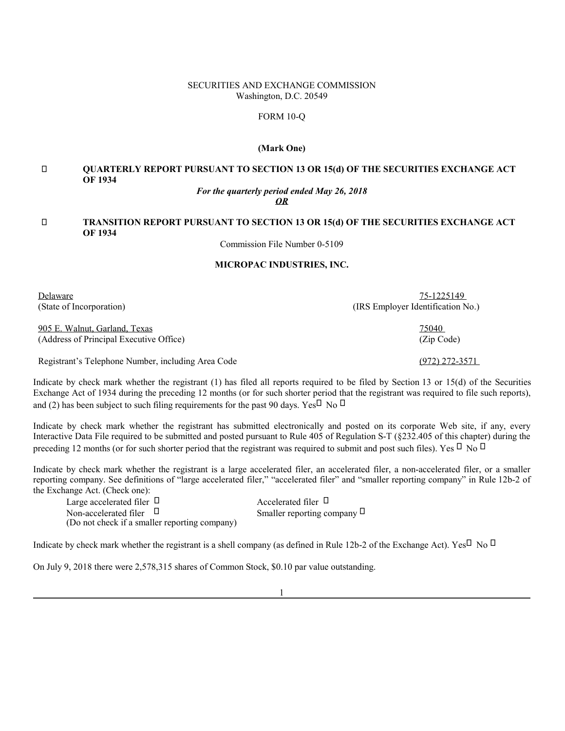SECURITIES AND EXCHANGE COMMISSION
Washington, D.C. 20549

FORM 10-Q

**(Mark One)**

☐ **QUARTERLY REPORT PURSUANT TO SECTION 13 OR 15(d) OF THE SECURITIES EXCHANGE ACT OF 1934**

*For the quarterly period ended May 26, 2018*

***OR***

☐ **TRANSITION REPORT PURSUANT TO SECTION 13 OR 15(d) OF THE SECURITIES EXCHANGE ACT OF 1934**

Commission File Number 0-5109

**MICROPAC INDUSTRIES, INC.**

| | |
|---|---|
| Delaware | 75-1225149 |
| (State of Incorporation) | (IRS Employer Identification No.) |
| 905 E. Walnut, Garland, Texas | 75040 |
| (Address of Principal Executive Office) | (Zip Code) |
| Registrant's Telephone Number, including Area Code | (972) 272-3571 |

Indicate by check mark whether the registrant (1) has filed all reports required to be filed by Section 13 or 15(d) of the Securities Exchange Act of 1934 during the preceding 12 months (or for such shorter period that the registrant was required to file such reports), and (2) has been subject to such filing requirements for the past 90 days. Yes☐ No ☐

Indicate by check mark whether the registrant has submitted electronically and posted on its corporate Web site, if any, every Interactive Data File required to be submitted and posted pursuant to Rule 405 of Regulation S-T (§232.405 of this chapter) during the preceding 12 months (or for such shorter period that the registrant was required to submit and post such files). Yes ☐ No ☐

Indicate by check mark whether the registrant is a large accelerated filer, an accelerated filer, a non-accelerated filer, or a smaller reporting company. See definitions of "large accelerated filer," "accelerated filer" and "smaller reporting company" in Rule 12b-2 of the Exchange Act. (Check one):

| | |
|---|---|
| Large accelerated filer ☐ | Accelerated filer ☐ |
| Non-accelerated filer ☐ (Do not check if a smaller reporting company) | Smaller reporting company ☐ |

Indicate by check mark whether the registrant is a shell company (as defined in Rule 12b-2 of the Exchange Act). Yes☐ No ☐

On July 9, 2018 there were 2,578,315 shares of Common Stock, $0.10 par value outstanding.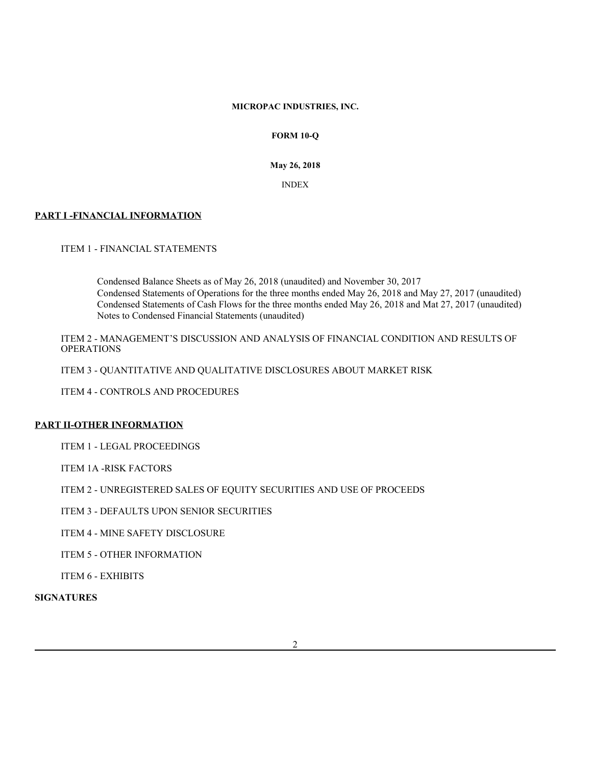**MICROPAC INDUSTRIES, INC.**

**FORM 10-Q**

**May 26, 2018**

INDEX

## PART I -FINANCIAL INFORMATION

ITEM 1 - FINANCIAL STATEMENTS

Condensed Balance Sheets as of May 26, 2018 (unaudited) and November 30, 2017
Condensed Statements of Operations for the three months ended May 26, 2018 and May 27, 2017 (unaudited)
Condensed Statements of Cash Flows for the three months ended May 26, 2018 and Mat 27, 2017 (unaudited)
Notes to Condensed Financial Statements (unaudited)

ITEM 2 - MANAGEMENT'S DISCUSSION AND ANALYSIS OF FINANCIAL CONDITION AND RESULTS OF OPERATIONS

ITEM 3 - QUANTITATIVE AND QUALITATIVE DISCLOSURES ABOUT MARKET RISK

ITEM 4 - CONTROLS AND PROCEDURES

## PART II-OTHER INFORMATION

ITEM 1 - LEGAL PROCEEDINGS

ITEM 1A -RISK FACTORS

ITEM 2 - UNREGISTERED SALES OF EQUITY SECURITIES AND USE OF PROCEEDS

ITEM 3 - DEFAULTS UPON SENIOR SECURITIES

ITEM 4 - MINE SAFETY DISCLOSURE

ITEM 5 - OTHER INFORMATION

ITEM 6 - EXHIBITS

**SIGNATURES**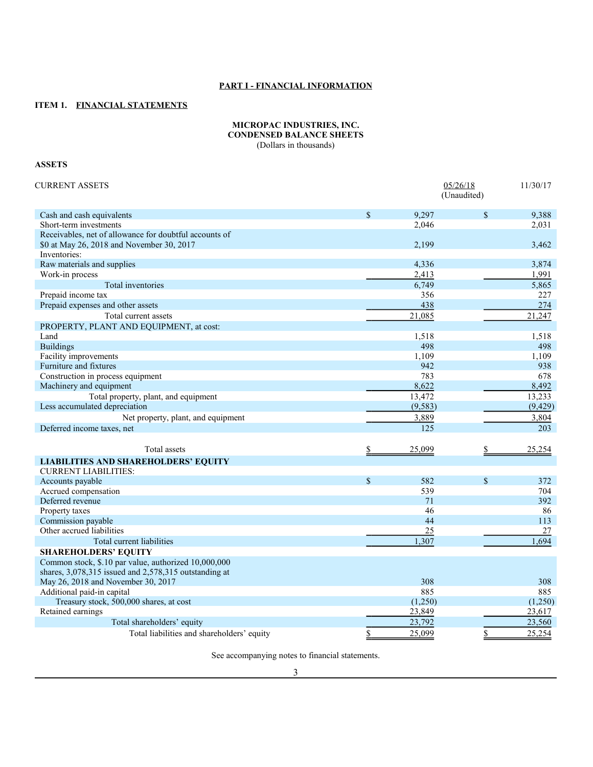## PART I - FINANCIAL INFORMATION

### ITEM 1. FINANCIAL STATEMENTS

**MICROPAC INDUSTRIES, INC.**
**CONDENSED BALANCE SHEETS**
(Dollars in thousands)

**ASSETS**

| CURRENT ASSETS | 05/26/18 (Unaudited) | 11/30/17 |
|---|---|---|
| Cash and cash equivalents | $ 9,297 | $ 9,388 |
| Short-term investments | 2,046 | 2,031 |
| Receivables, net of allowance for doubtful accounts of $0 at May 26, 2018 and November 30, 2017 | 2,199 | 3,462 |
| Inventories: | | |
| Raw materials and supplies | 4,336 | 3,874 |
| Work-in process | 2,413 | 1,991 |
| Total inventories | 6,749 | 5,865 |
| Prepaid income tax | 356 | 227 |
| Prepaid expenses and other assets | 438 | 274 |
| Total current assets | 21,085 | 21,247 |
| PROPERTY, PLANT AND EQUIPMENT, at cost: | | |
| Land | 1,518 | 1,518 |
| Buildings | 498 | 498 |
| Facility improvements | 1,109 | 1,109 |
| Furniture and fixtures | 942 | 938 |
| Construction in process equipment | 783 | 678 |
| Machinery and equipment | 8,622 | 8,492 |
| Total property, plant, and equipment | 13,472 | 13,233 |
| Less accumulated depreciation | (9,583) | (9,429) |
| Net property, plant, and equipment | 3,889 | 3,804 |
| Deferred income taxes, net | 125 | 203 |
| Total assets | $ 25,099 | $ 25,254 |
| **LIABILITIES AND SHAREHOLDERS' EQUITY** | | |
| CURRENT LIABILITIES: | | |
| Accounts payable | $ 582 | $ 372 |
| Accrued compensation | 539 | 704 |
| Deferred revenue | 71 | 392 |
| Property taxes | 46 | 86 |
| Commission payable | 44 | 113 |
| Other accrued liabilities | 25 | 27 |
| Total current liabilities | 1,307 | 1,694 |
| **SHAREHOLDERS' EQUITY** | | |
| Common stock, $.10 par value, authorized 10,000,000 shares, 3,078,315 issued and 2,578,315 outstanding at May 26, 2018 and November 30, 2017 | 308 | 308 |
| Additional paid-in capital | 885 | 885 |
| Treasury stock, 500,000 shares, at cost | (1,250) | (1,250) |
| Retained earnings | 23,849 | 23,617 |
| Total shareholders' equity | 23,792 | 23,560 |
| Total liabilities and shareholders' equity | $ 25,099 | $ 25,254 |

See accompanying notes to financial statements.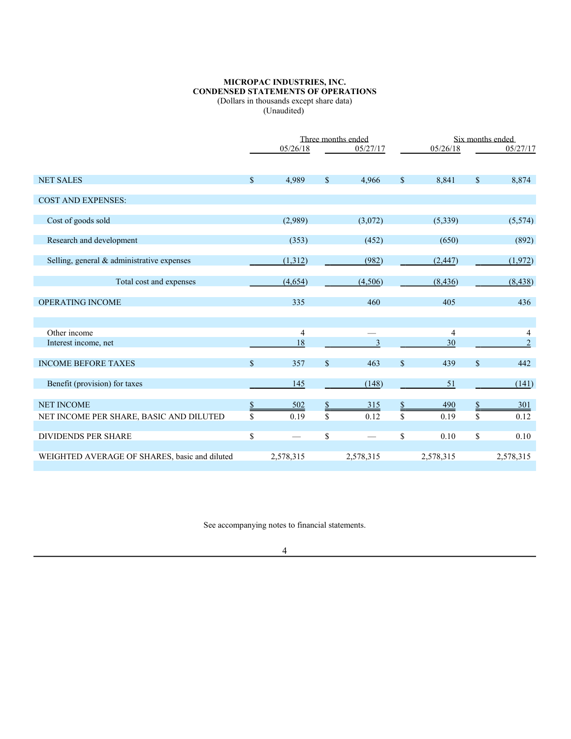**MICROPAC INDUSTRIES, INC.**
**CONDENSED STATEMENTS OF OPERATIONS**
(Dollars in thousands except share data)
(Unaudited)

| | Three months ended | | Six months ended | |
|---|---|---|---|---|
| | 05/26/18 | 05/27/17 | 05/26/18 | 05/27/17 |
| NET SALES | $ 4,989 | $ 4,966 | $ 8,841 | $ 8,874 |
| COST AND EXPENSES: | | | | |
| Cost of goods sold | (2,989) | (3,072) | (5,339) | (5,574) |
| Research and development | (353) | (452) | (650) | (892) |
| Selling, general & administrative expenses | (1,312) | (982) | (2,447) | (1,972) |
| Total cost and expenses | (4,654) | (4,506) | (8,436) | (8,438) |
| OPERATING INCOME | 335 | 460 | 405 | 436 |
| Other income | 4 | — | 4 | 4 |
| Interest income, net | 18 | 3 | 30 | 2 |
| INCOME BEFORE TAXES | $ 357 | $ 463 | $ 439 | $ 442 |
| Benefit (provision) for taxes | 145 | (148) | 51 | (141) |
| NET INCOME | $ 502 | $ 315 | $ 490 | $ 301 |
| NET INCOME PER SHARE, BASIC AND DILUTED | $ 0.19 | $ 0.12 | $ 0.19 | $ 0.12 |
| DIVIDENDS PER SHARE | $ — | $ — | $ 0.10 | $ 0.10 |
| WEIGHTED AVERAGE OF SHARES, basic and diluted | 2,578,315 | 2,578,315 | 2,578,315 | 2,578,315 |

See accompanying notes to financial statements.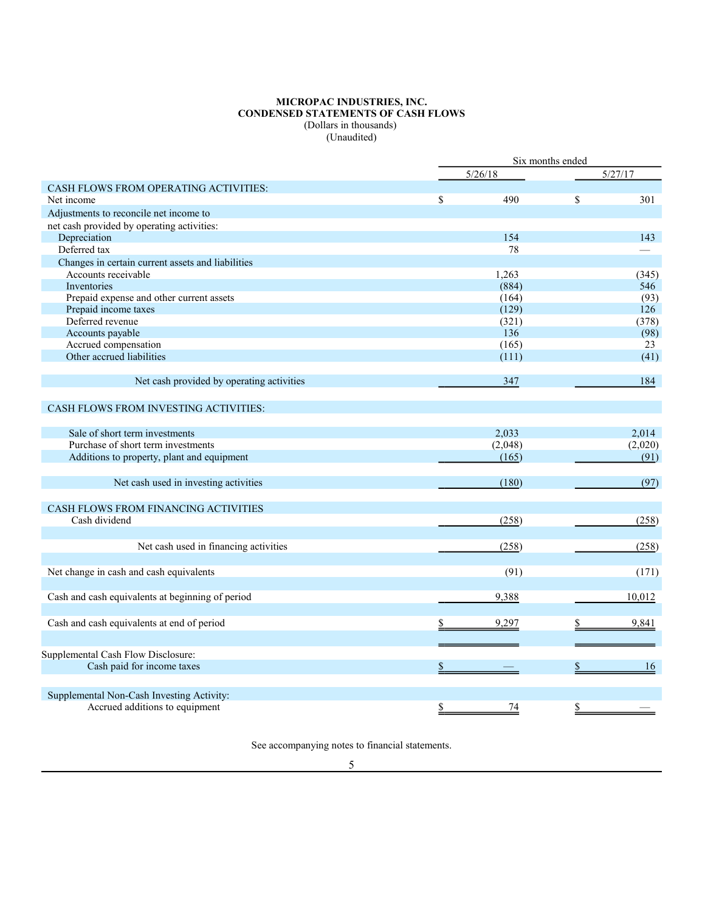**MICROPAC INDUSTRIES, INC.**
**CONDENSED STATEMENTS OF CASH FLOWS**
(Dollars in thousands)
(Unaudited)

| | Six months ended | |
|---|---|---|
| | 5/26/18 | 5/27/17 |
| CASH FLOWS FROM OPERATING ACTIVITIES: | | |
| Net income | $ 490 | $ 301 |
| Adjustments to reconcile net income to net cash provided by operating activities: | | |
| Depreciation | 154 | 143 |
| Deferred tax | 78 | — |
| Changes in certain current assets and liabilities | | |
| Accounts receivable | 1,263 | (345) |
| Inventories | (884) | 546 |
| Prepaid expense and other current assets | (164) | (93) |
| Prepaid income taxes | (129) | 126 |
| Deferred revenue | (321) | (378) |
| Accounts payable | 136 | (98) |
| Accrued compensation | (165) | 23 |
| Other accrued liabilities | (111) | (41) |
| Net cash provided by operating activities | 347 | 184 |
| CASH FLOWS FROM INVESTING ACTIVITIES: | | |
| Sale of short term investments | 2,033 | 2,014 |
| Purchase of short term investments | (2,048) | (2,020) |
| Additions to property, plant and equipment | (165) | (91) |
| Net cash used in investing activities | (180) | (97) |
| CASH FLOWS FROM FINANCING ACTIVITIES | | |
| Cash dividend | (258) | (258) |
| Net cash used in financing activities | (258) | (258) |
| Net change in cash and cash equivalents | (91) | (171) |
| Cash and cash equivalents at beginning of period | 9,388 | 10,012 |
| Cash and cash equivalents at end of period | $ 9,297 | $ 9,841 |
| Supplemental Cash Flow Disclosure: | | |
| Cash paid for income taxes | $ — | $ 16 |
| Supplemental Non-Cash Investing Activity: | | |
| Accrued additions to equipment | $ 74 | $ — |

See accompanying notes to financial statements.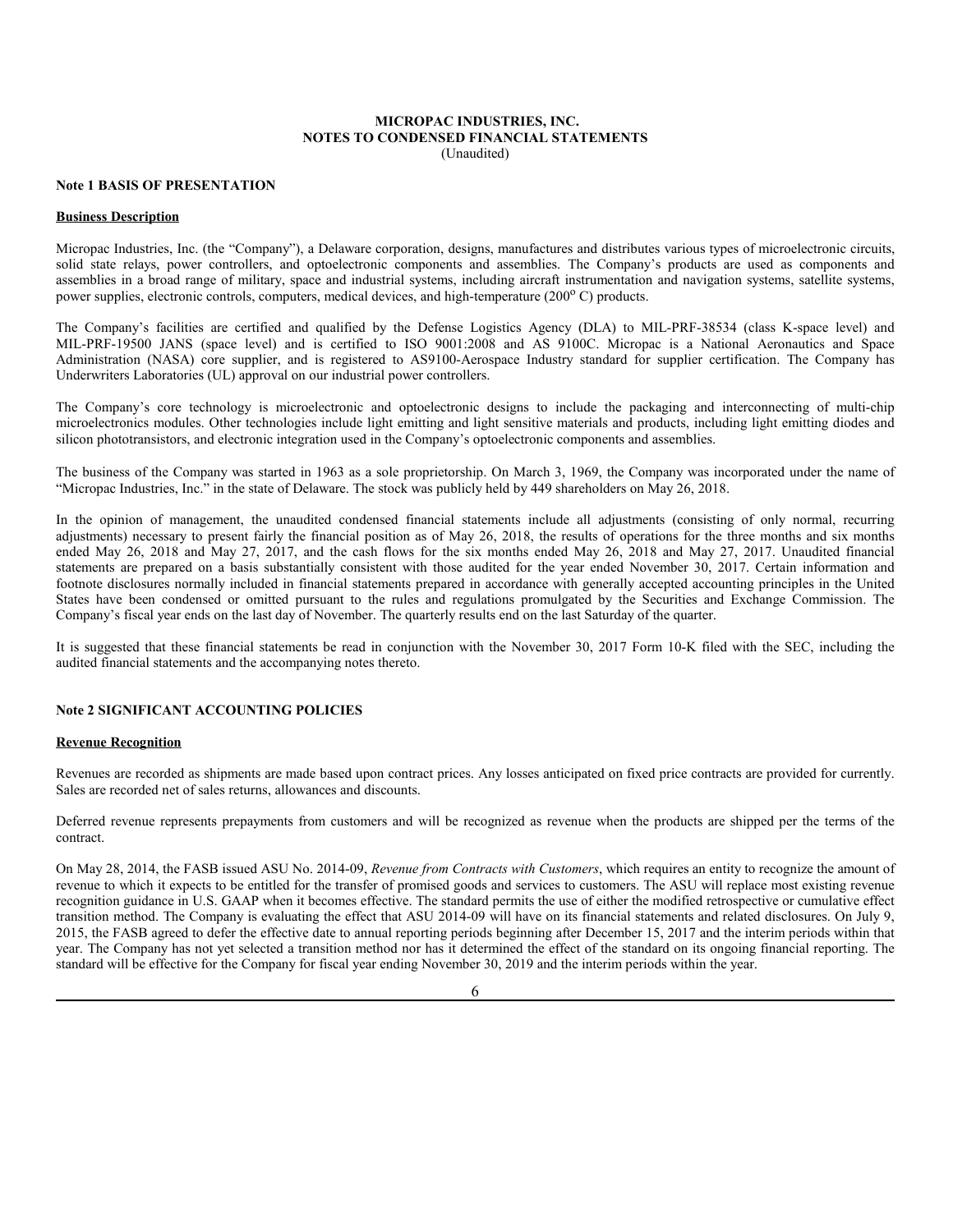**MICROPAC INDUSTRIES, INC.**
**NOTES TO CONDENSED FINANCIAL STATEMENTS**
(Unaudited)

**Note 1 BASIS OF PRESENTATION**

**Business Description**

Micropac Industries, Inc. (the "Company"), a Delaware corporation, designs, manufactures and distributes various types of microelectronic circuits, solid state relays, power controllers, and optoelectronic components and assemblies. The Company's products are used as components and assemblies in a broad range of military, space and industrial systems, including aircraft instrumentation and navigation systems, satellite systems, power supplies, electronic controls, computers, medical devices, and high-temperature (200$^{o}$ C) products.

The Company's facilities are certified and qualified by the Defense Logistics Agency (DLA) to MIL-PRF-38534 (class K-space level) and MIL-PRF-19500 JANS (space level) and is certified to ISO 9001:2008 and AS 9100C. Micropac is a National Aeronautics and Space Administration (NASA) core supplier, and is registered to AS9100-Aerospace Industry standard for supplier certification. The Company has Underwriters Laboratories (UL) approval on our industrial power controllers.

The Company's core technology is microelectronic and optoelectronic designs to include the packaging and interconnecting of multi-chip microelectronics modules. Other technologies include light emitting and light sensitive materials and products, including light emitting diodes and silicon phototransistors, and electronic integration used in the Company's optoelectronic components and assemblies.

The business of the Company was started in 1963 as a sole proprietorship. On March 3, 1969, the Company was incorporated under the name of "Micropac Industries, Inc." in the state of Delaware. The stock was publicly held by 449 shareholders on May 26, 2018.

In the opinion of management, the unaudited condensed financial statements include all adjustments (consisting of only normal, recurring adjustments) necessary to present fairly the financial position as of May 26, 2018, the results of operations for the three months and six months ended May 26, 2018 and May 27, 2017, and the cash flows for the six months ended May 26, 2018 and May 27, 2017. Unaudited financial statements are prepared on a basis substantially consistent with those audited for the year ended November 30, 2017. Certain information and footnote disclosures normally included in financial statements prepared in accordance with generally accepted accounting principles in the United States have been condensed or omitted pursuant to the rules and regulations promulgated by the Securities and Exchange Commission. The Company's fiscal year ends on the last day of November. The quarterly results end on the last Saturday of the quarter.

It is suggested that these financial statements be read in conjunction with the November 30, 2017 Form 10-K filed with the SEC, including the audited financial statements and the accompanying notes thereto.

**Note 2 SIGNIFICANT ACCOUNTING POLICIES**

**Revenue Recognition**

Revenues are recorded as shipments are made based upon contract prices. Any losses anticipated on fixed price contracts are provided for currently. Sales are recorded net of sales returns, allowances and discounts.

Deferred revenue represents prepayments from customers and will be recognized as revenue when the products are shipped per the terms of the contract.

On May 28, 2014, the FASB issued ASU No. 2014-09, *Revenue from Contracts with Customers*, which requires an entity to recognize the amount of revenue to which it expects to be entitled for the transfer of promised goods and services to customers. The ASU will replace most existing revenue recognition guidance in U.S. GAAP when it becomes effective. The standard permits the use of either the modified retrospective or cumulative effect transition method. The Company is evaluating the effect that ASU 2014-09 will have on its financial statements and related disclosures. On July 9, 2015, the FASB agreed to defer the effective date to annual reporting periods beginning after December 15, 2017 and the interim periods within that year. The Company has not yet selected a transition method nor has it determined the effect of the standard on its ongoing financial reporting. The standard will be effective for the Company for fiscal year ending November 30, 2019 and the interim periods within the year.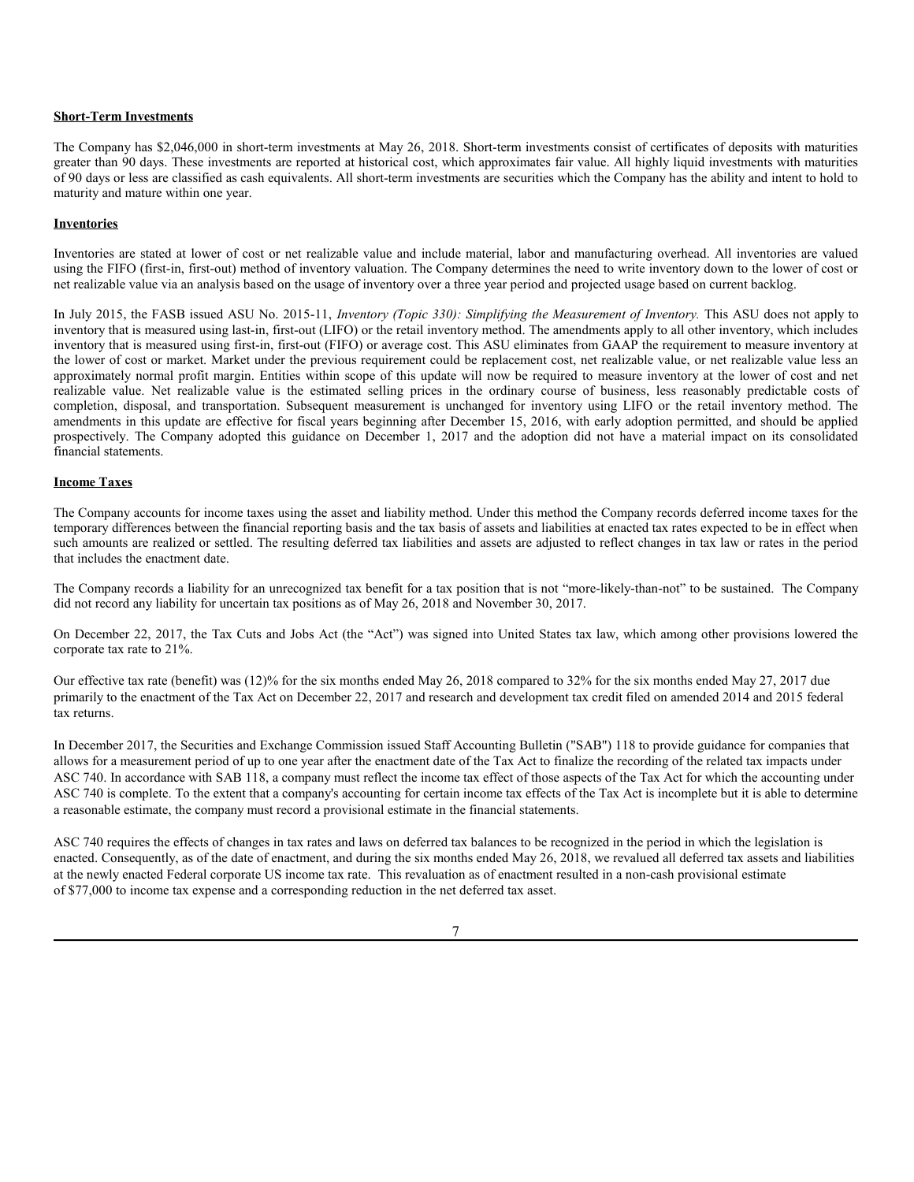**Short-Term Investments**

The Company has $2,046,000 in short-term investments at May 26, 2018. Short-term investments consist of certificates of deposits with maturities greater than 90 days. These investments are reported at historical cost, which approximates fair value. All highly liquid investments with maturities of 90 days or less are classified as cash equivalents. All short-term investments are securities which the Company has the ability and intent to hold to maturity and mature within one year.

**Inventories**

Inventories are stated at lower of cost or net realizable value and include material, labor and manufacturing overhead. All inventories are valued using the FIFO (first-in, first-out) method of inventory valuation. The Company determines the need to write inventory down to the lower of cost or net realizable value via an analysis based on the usage of inventory over a three year period and projected usage based on current backlog.

In July 2015, the FASB issued ASU No. 2015-11, *Inventory (Topic 330): Simplifying the Measurement of Inventory.* This ASU does not apply to inventory that is measured using last-in, first-out (LIFO) or the retail inventory method. The amendments apply to all other inventory, which includes inventory that is measured using first-in, first-out (FIFO) or average cost. This ASU eliminates from GAAP the requirement to measure inventory at the lower of cost or market. Market under the previous requirement could be replacement cost, net realizable value, or net realizable value less an approximately normal profit margin. Entities within scope of this update will now be required to measure inventory at the lower of cost and net realizable value. Net realizable value is the estimated selling prices in the ordinary course of business, less reasonably predictable costs of completion, disposal, and transportation. Subsequent measurement is unchanged for inventory using LIFO or the retail inventory method. The amendments in this update are effective for fiscal years beginning after December 15, 2016, with early adoption permitted, and should be applied prospectively. The Company adopted this guidance on December 1, 2017 and the adoption did not have a material impact on its consolidated financial statements.

**Income Taxes**

The Company accounts for income taxes using the asset and liability method. Under this method the Company records deferred income taxes for the temporary differences between the financial reporting basis and the tax basis of assets and liabilities at enacted tax rates expected to be in effect when such amounts are realized or settled. The resulting deferred tax liabilities and assets are adjusted to reflect changes in tax law or rates in the period that includes the enactment date.

The Company records a liability for an unrecognized tax benefit for a tax position that is not "more-likely-than-not" to be sustained. The Company did not record any liability for uncertain tax positions as of May 26, 2018 and November 30, 2017.

On December 22, 2017, the Tax Cuts and Jobs Act (the "Act") was signed into United States tax law, which among other provisions lowered the corporate tax rate to 21%.

Our effective tax rate (benefit) was (12)% for the six months ended May 26, 2018 compared to 32% for the six months ended May 27, 2017 due primarily to the enactment of the Tax Act on December 22, 2017 and research and development tax credit filed on amended 2014 and 2015 federal tax returns.

In December 2017, the Securities and Exchange Commission issued Staff Accounting Bulletin ("SAB") 118 to provide guidance for companies that allows for a measurement period of up to one year after the enactment date of the Tax Act to finalize the recording of the related tax impacts under ASC 740. In accordance with SAB 118, a company must reflect the income tax effect of those aspects of the Tax Act for which the accounting under ASC 740 is complete. To the extent that a company's accounting for certain income tax effects of the Tax Act is incomplete but it is able to determine a reasonable estimate, the company must record a provisional estimate in the financial statements.

ASC 740 requires the effects of changes in tax rates and laws on deferred tax balances to be recognized in the period in which the legislation is enacted. Consequently, as of the date of enactment, and during the six months ended May 26, 2018, we revalued all deferred tax assets and liabilities at the newly enacted Federal corporate US income tax rate. This revaluation as of enactment resulted in a non-cash provisional estimate of $77,000 to income tax expense and a corresponding reduction in the net deferred tax asset.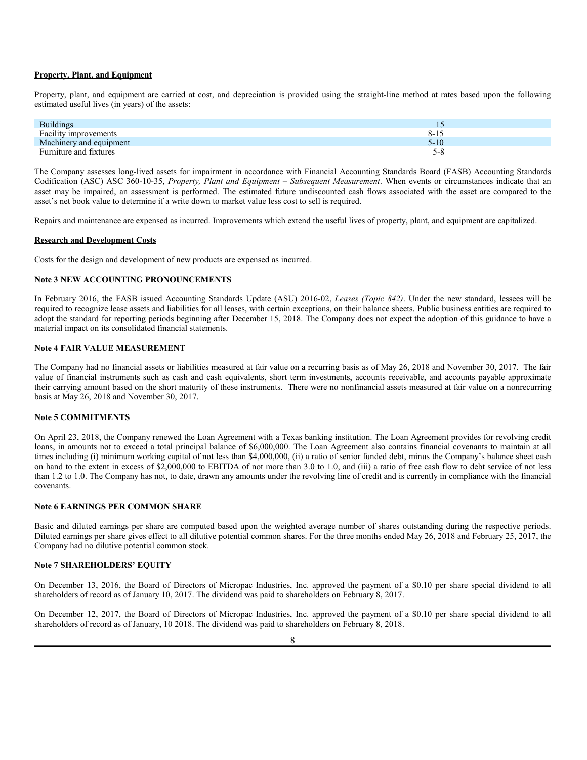**Property, Plant, and Equipment**

Property, plant, and equipment are carried at cost, and depreciation is provided using the straight-line method at rates based upon the following estimated useful lives (in years) of the assets:

| | |
|---|---|
| Buildings | 15 |
| Facility improvements | 8-15 |
| Machinery and equipment | 5-10 |
| Furniture and fixtures | 5-8 |

The Company assesses long-lived assets for impairment in accordance with Financial Accounting Standards Board (FASB) Accounting Standards Codification (ASC) ASC 360-10-35, *Property, Plant and Equipment – Subsequent Measurement*. When events or circumstances indicate that an asset may be impaired, an assessment is performed. The estimated future undiscounted cash flows associated with the asset are compared to the asset's net book value to determine if a write down to market value less cost to sell is required.

Repairs and maintenance are expensed as incurred. Improvements which extend the useful lives of property, plant, and equipment are capitalized.

**Research and Development Costs**

Costs for the design and development of new products are expensed as incurred.

**Note 3 NEW ACCOUNTING PRONOUNCEMENTS**

In February 2016, the FASB issued Accounting Standards Update (ASU) 2016-02, *Leases (Topic 842)*. Under the new standard, lessees will be required to recognize lease assets and liabilities for all leases, with certain exceptions, on their balance sheets. Public business entities are required to adopt the standard for reporting periods beginning after December 15, 2018. The Company does not expect the adoption of this guidance to have a material impact on its consolidated financial statements.

**Note 4 FAIR VALUE MEASUREMENT**

The Company had no financial assets or liabilities measured at fair value on a recurring basis as of May 26, 2018 and November 30, 2017. The fair value of financial instruments such as cash and cash equivalents, short term investments, accounts receivable, and accounts payable approximate their carrying amount based on the short maturity of these instruments. There were no nonfinancial assets measured at fair value on a nonrecurring basis at May 26, 2018 and November 30, 2017.

**Note 5 COMMITMENTS**

On April 23, 2018, the Company renewed the Loan Agreement with a Texas banking institution. The Loan Agreement provides for revolving credit loans, in amounts not to exceed a total principal balance of $6,000,000. The Loan Agreement also contains financial covenants to maintain at all times including (i) minimum working capital of not less than $4,000,000, (ii) a ratio of senior funded debt, minus the Company's balance sheet cash on hand to the extent in excess of $2,000,000 to EBITDA of not more than 3.0 to 1.0, and (iii) a ratio of free cash flow to debt service of not less than 1.2 to 1.0. The Company has not, to date, drawn any amounts under the revolving line of credit and is currently in compliance with the financial covenants.

**Note 6 EARNINGS PER COMMON SHARE**

Basic and diluted earnings per share are computed based upon the weighted average number of shares outstanding during the respective periods. Diluted earnings per share gives effect to all dilutive potential common shares. For the three months ended May 26, 2018 and February 25, 2017, the Company had no dilutive potential common stock.

**Note 7 SHAREHOLDERS' EQUITY**

On December 13, 2016, the Board of Directors of Micropac Industries, Inc. approved the payment of a $0.10 per share special dividend to all shareholders of record as of January 10, 2017. The dividend was paid to shareholders on February 8, 2017.

On December 12, 2017, the Board of Directors of Micropac Industries, Inc. approved the payment of a $0.10 per share special dividend to all shareholders of record as of January, 10 2018. The dividend was paid to shareholders on February 8, 2018.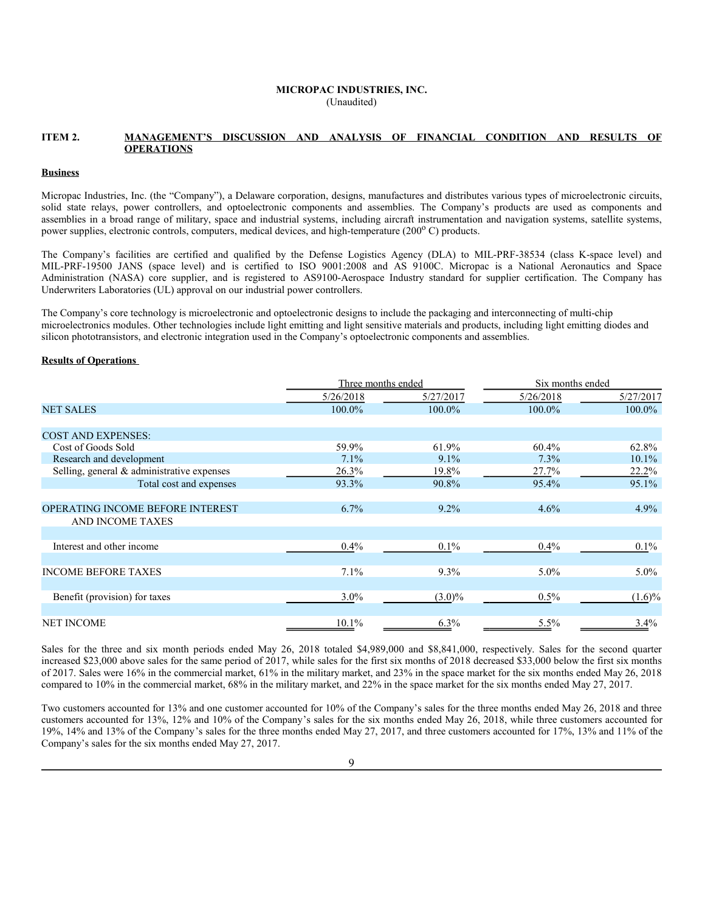**MICROPAC INDUSTRIES, INC.**
(Unaudited)

## ITEM 2. MANAGEMENT'S DISCUSSION AND ANALYSIS OF FINANCIAL CONDITION AND RESULTS OF OPERATIONS

**Business**

Micropac Industries, Inc. (the "Company"), a Delaware corporation, designs, manufactures and distributes various types of microelectronic circuits, solid state relays, power controllers, and optoelectronic components and assemblies. The Company's products are used as components and assemblies in a broad range of military, space and industrial systems, including aircraft instrumentation and navigation systems, satellite systems, power supplies, electronic controls, computers, medical devices, and high-temperature (200$^{o}$ C) products.

The Company's facilities are certified and qualified by the Defense Logistics Agency (DLA) to MIL-PRF-38534 (class K-space level) and MIL-PRF-19500 JANS (space level) and is certified to ISO 9001:2008 and AS 9100C. Micropac is a National Aeronautics and Space Administration (NASA) core supplier, and is registered to AS9100-Aerospace Industry standard for supplier certification. The Company has Underwriters Laboratories (UL) approval on our industrial power controllers.

The Company's core technology is microelectronic and optoelectronic designs to include the packaging and interconnecting of multi-chip microelectronics modules. Other technologies include light emitting and light sensitive materials and products, including light emitting diodes and silicon phototransistors, and electronic integration used in the Company's optoelectronic components and assemblies.

**Results of Operations**

| | Three months ended | | Six months ended | |
|---|---|---|---|---|
| | 5/26/2018 | 5/27/2017 | 5/26/2018 | 5/27/2017 |
| NET SALES | 100.0% | 100.0% | 100.0% | 100.0% |
| | | | | |
| COST AND EXPENSES: | | | | |
| Cost of Goods Sold | 59.9% | 61.9% | 60.4% | 62.8% |
| Research and development | 7.1% | 9.1% | 7.3% | 10.1% |
| Selling, general & administrative expenses | 26.3% | 19.8% | 27.7% | 22.2% |
| Total cost and expenses | 93.3% | 90.8% | 95.4% | 95.1% |
| | | | | |
| OPERATING INCOME BEFORE INTEREST AND INCOME TAXES | 6.7% | 9.2% | 4.6% | 4.9% |
| | | | | |
| Interest and other income | 0.4% | 0.1% | 0.4% | 0.1% |
| | | | | |
| INCOME BEFORE TAXES | 7.1% | 9.3% | 5.0% | 5.0% |
| | | | | |
| Benefit (provision) for taxes | 3.0% | (3.0)% | 0.5% | (1.6)% |
| | | | | |
| NET INCOME | 10.1% | 6.3% | 5.5% | 3.4% |

Sales for the three and six month periods ended May 26, 2018 totaled $4,989,000 and $8,841,000, respectively. Sales for the second quarter increased $23,000 above sales for the same period of 2017, while sales for the first six months of 2018 decreased $33,000 below the first six months of 2017. Sales were 16% in the commercial market, 61% in the military market, and 23% in the space market for the six months ended May 26, 2018 compared to 10% in the commercial market, 68% in the military market, and 22% in the space market for the six months ended May 27, 2017.

Two customers accounted for 13% and one customer accounted for 10% of the Company's sales for the three months ended May 26, 2018 and three customers accounted for 13%, 12% and 10% of the Company's sales for the six months ended May 26, 2018, while three customers accounted for 19%, 14% and 13% of the Company's sales for the three months ended May 27, 2017, and three customers accounted for 17%, 13% and 11% of the Company's sales for the six months ended May 27, 2017.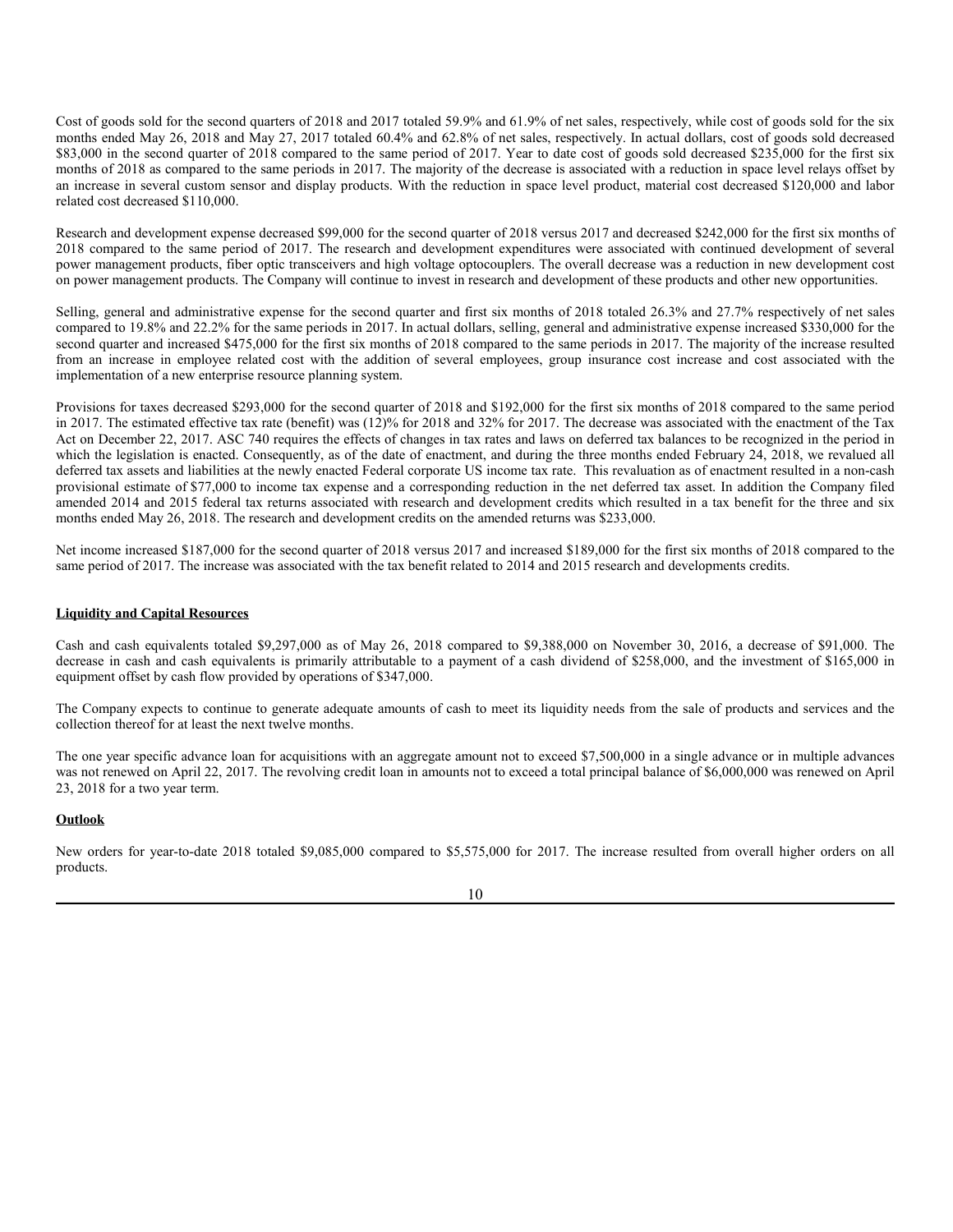Cost of goods sold for the second quarters of 2018 and 2017 totaled 59.9% and 61.9% of net sales, respectively, while cost of goods sold for the six months ended May 26, 2018 and May 27, 2017 totaled 60.4% and 62.8% of net sales, respectively. In actual dollars, cost of goods sold decreased $83,000 in the second quarter of 2018 compared to the same period of 2017. Year to date cost of goods sold decreased $235,000 for the first six months of 2018 as compared to the same periods in 2017. The majority of the decrease is associated with a reduction in space level relays offset by an increase in several custom sensor and display products. With the reduction in space level product, material cost decreased $120,000 and labor related cost decreased $110,000.

Research and development expense decreased $99,000 for the second quarter of 2018 versus 2017 and decreased $242,000 for the first six months of 2018 compared to the same period of 2017. The research and development expenditures were associated with continued development of several power management products, fiber optic transceivers and high voltage optocouplers. The overall decrease was a reduction in new development cost on power management products. The Company will continue to invest in research and development of these products and other new opportunities.

Selling, general and administrative expense for the second quarter and first six months of 2018 totaled 26.3% and 27.7% respectively of net sales compared to 19.8% and 22.2% for the same periods in 2017. In actual dollars, selling, general and administrative expense increased $330,000 for the second quarter and increased $475,000 for the first six months of 2018 compared to the same periods in 2017. The majority of the increase resulted from an increase in employee related cost with the addition of several employees, group insurance cost increase and cost associated with the implementation of a new enterprise resource planning system.

Provisions for taxes decreased $293,000 for the second quarter of 2018 and $192,000 for the first six months of 2018 compared to the same period in 2017. The estimated effective tax rate (benefit) was (12)% for 2018 and 32% for 2017. The decrease was associated with the enactment of the Tax Act on December 22, 2017. ASC 740 requires the effects of changes in tax rates and laws on deferred tax balances to be recognized in the period in which the legislation is enacted. Consequently, as of the date of enactment, and during the three months ended February 24, 2018, we revalued all deferred tax assets and liabilities at the newly enacted Federal corporate US income tax rate. This revaluation as of enactment resulted in a non-cash provisional estimate of $77,000 to income tax expense and a corresponding reduction in the net deferred tax asset. In addition the Company filed amended 2014 and 2015 federal tax returns associated with research and development credits which resulted in a tax benefit for the three and six months ended May 26, 2018. The research and development credits on the amended returns was $233,000.

Net income increased $187,000 for the second quarter of 2018 versus 2017 and increased $189,000 for the first six months of 2018 compared to the same period of 2017. The increase was associated with the tax benefit related to 2014 and 2015 research and developments credits.

## Liquidity and Capital Resources

Cash and cash equivalents totaled $9,297,000 as of May 26, 2018 compared to $9,388,000 on November 30, 2016, a decrease of $91,000. The decrease in cash and cash equivalents is primarily attributable to a payment of a cash dividend of $258,000, and the investment of $165,000 in equipment offset by cash flow provided by operations of $347,000.

The Company expects to continue to generate adequate amounts of cash to meet its liquidity needs from the sale of products and services and the collection thereof for at least the next twelve months.

The one year specific advance loan for acquisitions with an aggregate amount not to exceed $7,500,000 in a single advance or in multiple advances was not renewed on April 22, 2017. The revolving credit loan in amounts not to exceed a total principal balance of $6,000,000 was renewed on April 23, 2018 for a two year term.

## Outlook

New orders for year-to-date 2018 totaled $9,085,000 compared to $5,575,000 for 2017. The increase resulted from overall higher orders on all products.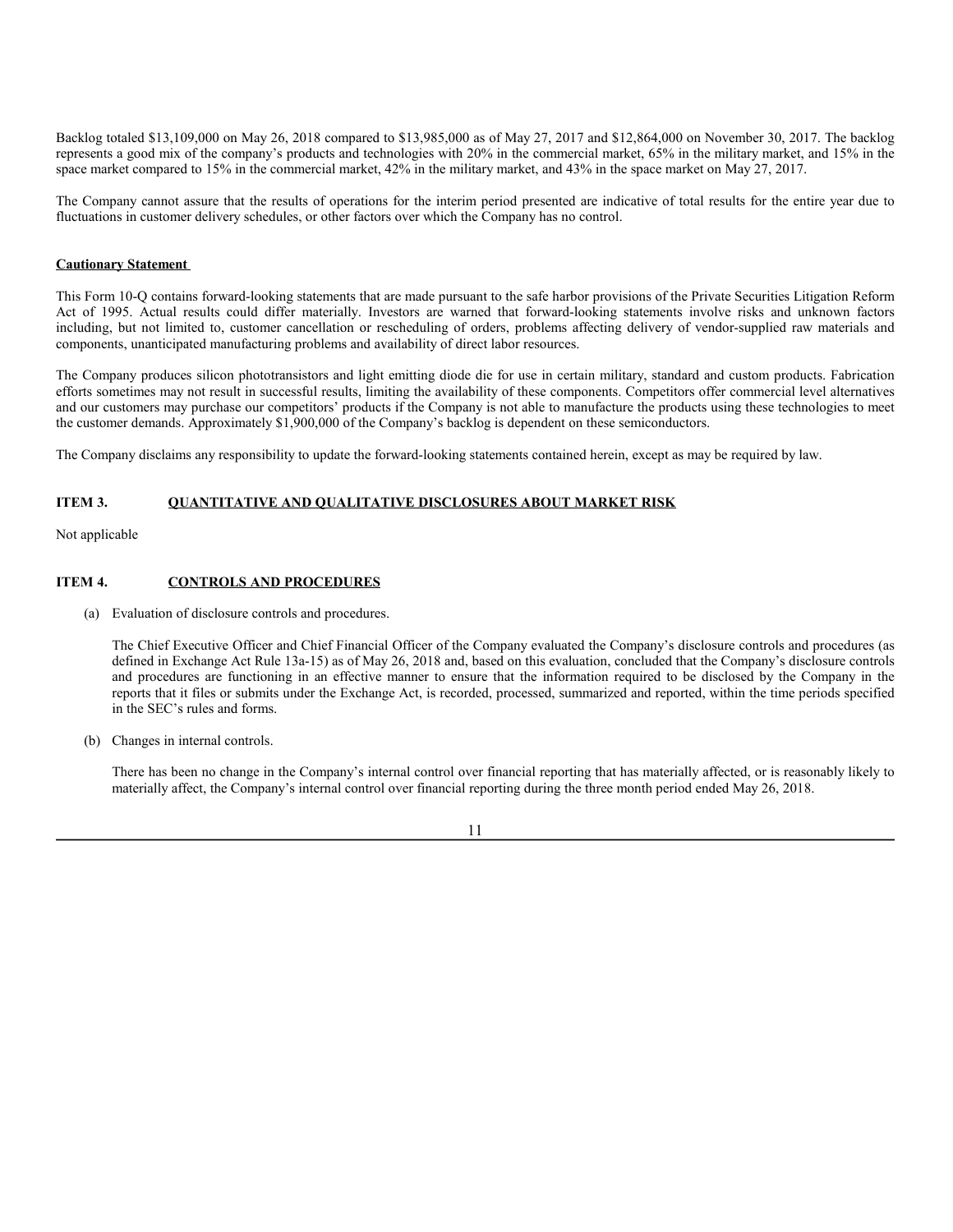Backlog totaled $13,109,000 on May 26, 2018 compared to $13,985,000 as of May 27, 2017 and $12,864,000 on November 30, 2017. The backlog represents a good mix of the company's products and technologies with 20% in the commercial market, 65% in the military market, and 15% in the space market compared to 15% in the commercial market, 42% in the military market, and 43% in the space market on May 27, 2017.

The Company cannot assure that the results of operations for the interim period presented are indicative of total results for the entire year due to fluctuations in customer delivery schedules, or other factors over which the Company has no control.

**Cautionary Statement**

This Form 10-Q contains forward-looking statements that are made pursuant to the safe harbor provisions of the Private Securities Litigation Reform Act of 1995. Actual results could differ materially. Investors are warned that forward-looking statements involve risks and unknown factors including, but not limited to, customer cancellation or rescheduling of orders, problems affecting delivery of vendor-supplied raw materials and components, unanticipated manufacturing problems and availability of direct labor resources.

The Company produces silicon phototransistors and light emitting diode die for use in certain military, standard and custom products. Fabrication efforts sometimes may not result in successful results, limiting the availability of these components. Competitors offer commercial level alternatives and our customers may purchase our competitors' products if the Company is not able to manufacture the products using these technologies to meet the customer demands. Approximately $1,900,000 of the Company's backlog is dependent on these semiconductors.

The Company disclaims any responsibility to update the forward-looking statements contained herein, except as may be required by law.

## ITEM 3. QUANTITATIVE AND QUALITATIVE DISCLOSURES ABOUT MARKET RISK

Not applicable

## ITEM 4. CONTROLS AND PROCEDURES

(a) Evaluation of disclosure controls and procedures.

The Chief Executive Officer and Chief Financial Officer of the Company evaluated the Company's disclosure controls and procedures (as defined in Exchange Act Rule 13a-15) as of May 26, 2018 and, based on this evaluation, concluded that the Company's disclosure controls and procedures are functioning in an effective manner to ensure that the information required to be disclosed by the Company in the reports that it files or submits under the Exchange Act, is recorded, processed, summarized and reported, within the time periods specified in the SEC's rules and forms.

(b) Changes in internal controls.

There has been no change in the Company's internal control over financial reporting that has materially affected, or is reasonably likely to materially affect, the Company's internal control over financial reporting during the three month period ended May 26, 2018.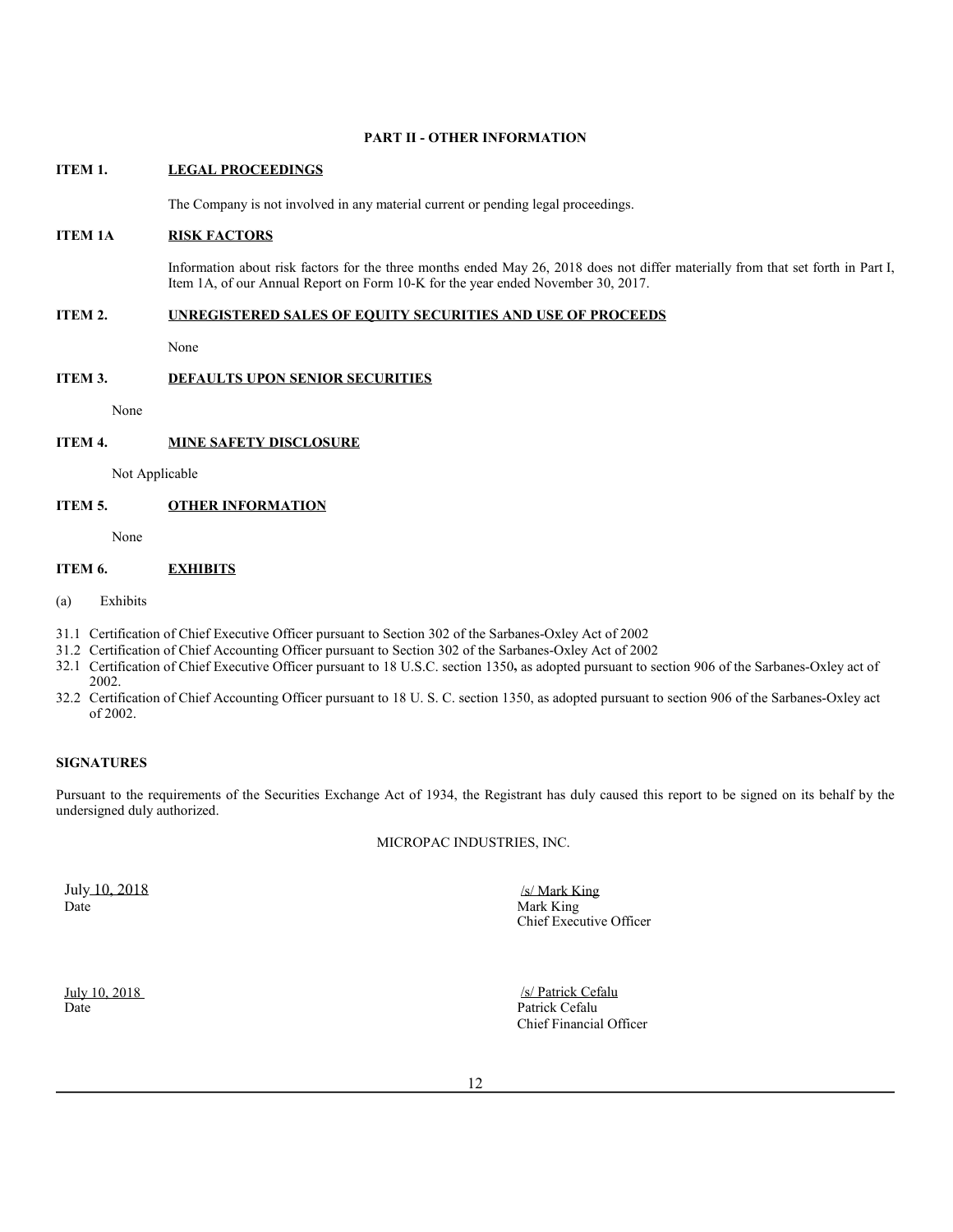## PART II - OTHER INFORMATION

### ITEM 1. LEGAL PROCEEDINGS

The Company is not involved in any material current or pending legal proceedings.

### ITEM 1A RISK FACTORS

Information about risk factors for the three months ended May 26, 2018 does not differ materially from that set forth in Part I, Item 1A, of our Annual Report on Form 10-K for the year ended November 30, 2017.

### ITEM 2. UNREGISTERED SALES OF EQUITY SECURITIES AND USE OF PROCEEDS

None

### ITEM 3. DEFAULTS UPON SENIOR SECURITIES

None

### ITEM 4. MINE SAFETY DISCLOSURE

Not Applicable

### ITEM 5. OTHER INFORMATION

None

### ITEM 6. EXHIBITS

(a) Exhibits

- 31.1 Certification of Chief Executive Officer pursuant to Section 302 of the Sarbanes-Oxley Act of 2002
- 31.2 Certification of Chief Accounting Officer pursuant to Section 302 of the Sarbanes-Oxley Act of 2002
- 32.1 Certification of Chief Executive Officer pursuant to 18 U.S.C. section 1350**,** as adopted pursuant to section 906 of the Sarbanes-Oxley act of 2002.
- 32.2 Certification of Chief Accounting Officer pursuant to 18 U. S. C. section 1350, as adopted pursuant to section 906 of the Sarbanes-Oxley act of 2002.

**SIGNATURES**

Pursuant to the requirements of the Securities Exchange Act of 1934, the Registrant has duly caused this report to be signed on its behalf by the undersigned duly authorized.

MICROPAC INDUSTRIES, INC.

July 10, 2018
Date

/s/ Mark King
Mark King
Chief Executive Officer

July 10, 2018
Date

/s/ Patrick Cefalu
Patrick Cefalu
Chief Financial Officer